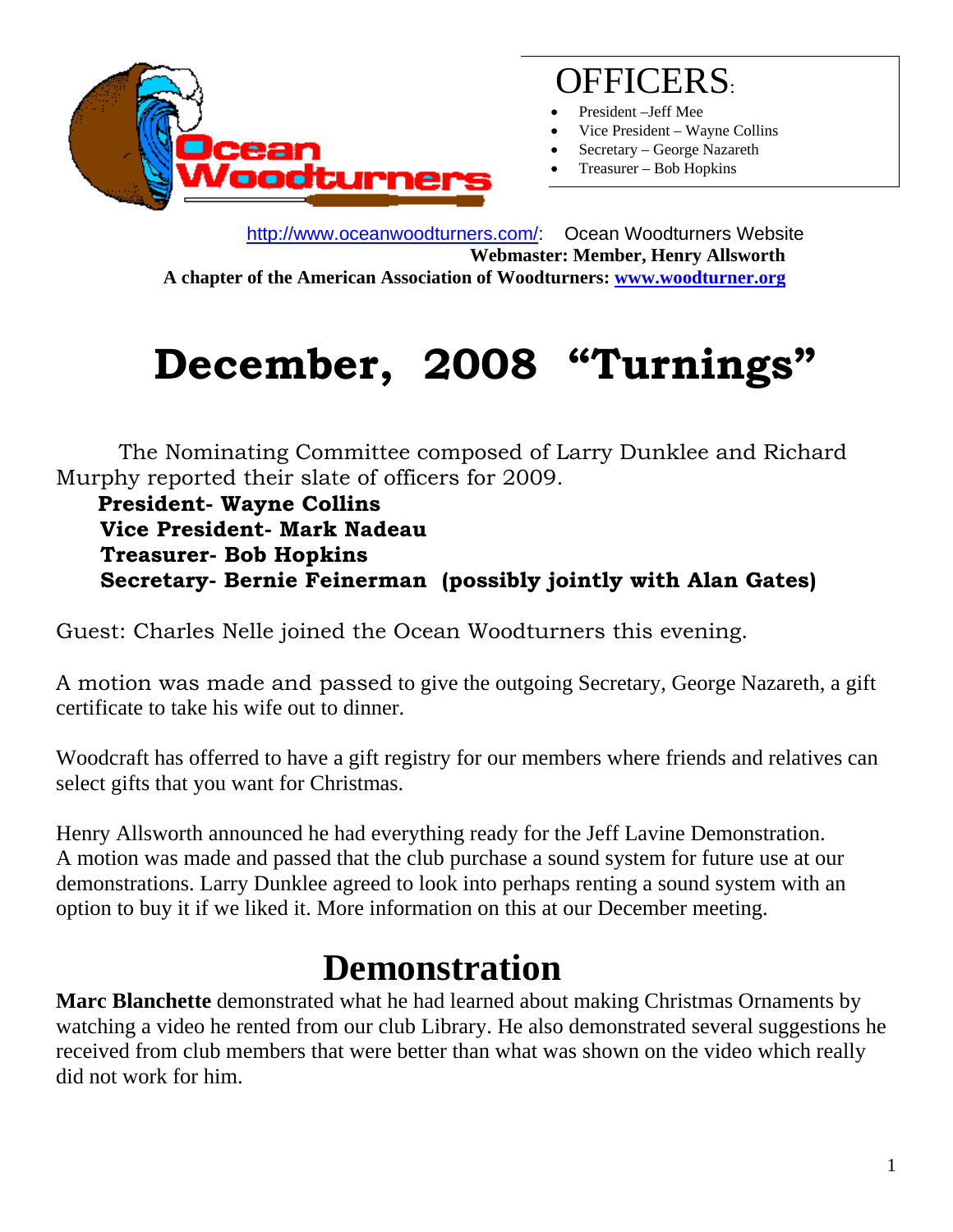# OFFICERS:

- President –Jeff Mee
- Vice President – Wayne Collins
- Secretary – George Nazareth
- Treasurer – Bob Hopkins

http://www.oceanwoodturners.com/: Ocean Woodturners Website

**Webmaster: Member, Henry Allsworth**

**A chapter of the American Association of Woodturners: www.woodturner.org**

# December, 2008 "Turnings"

The Nominating Committee composed of Larry Dunklee and Richard Murphy reported their slate of officers for 2009.

**President- Wayne Collins**
**Vice President- Mark Nadeau**
**Treasurer- Bob Hopkins**
**Secretary- Bernie Feinerman (possibly jointly with Alan Gates)**

Guest: Charles Nelle joined the Ocean Woodturners this evening.

A motion was made and passed to give the outgoing Secretary, George Nazareth, a gift certificate to take his wife out to dinner.

Woodcraft has offerred to have a gift registry for our members where friends and relatives can select gifts that you want for Christmas.

Henry Allsworth announced he had everything ready for the Jeff Lavine Demonstration. A motion was made and passed that the club purchase a sound system for future use at our demonstrations. Larry Dunklee agreed to look into perhaps renting a sound system with an option to buy it if we liked it. More information on this at our December meeting.

## Demonstration

**Marc Blanchette** demonstrated what he had learned about making Christmas Ornaments by watching a video he rented from our club Library. He also demonstrated several suggestions he received from club members that were better than what was shown on the video which really did not work for him.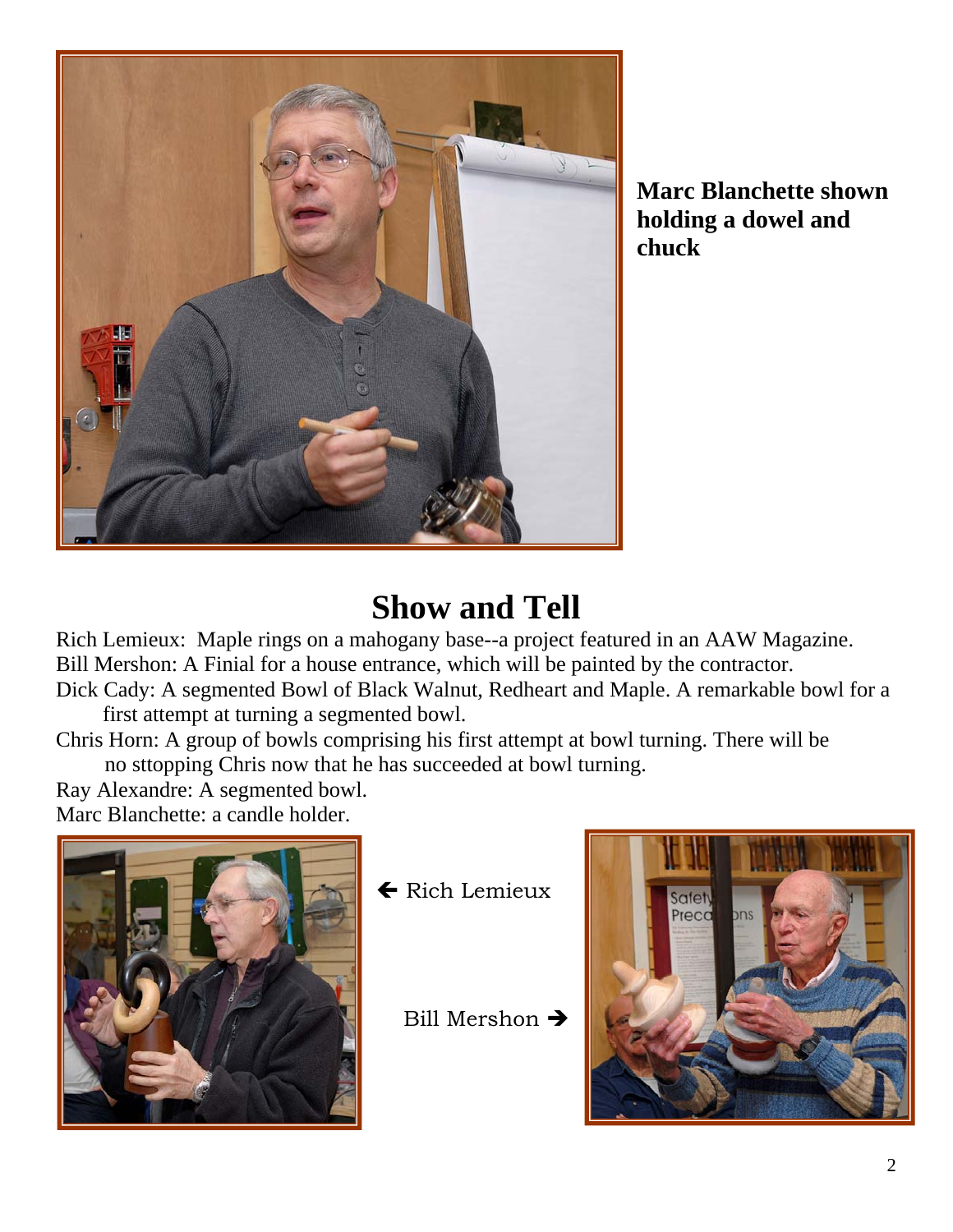**Marc Blanchette shown holding a dowel and chuck**

# Show and Tell

Rich Lemieux: Maple rings on a mahogany base--a project featured in an AAW Magazine.
Bill Mershon: A Finial for a house entrance, which will be painted by the contractor.
Dick Cady: A segmented Bowl of Black Walnut, Redheart and Maple. A remarkable bowl for a first attempt at turning a segmented bowl.
Chris Horn: A group of bowls comprising his first attempt at bowl turning. There will be no sttopping Chris now that he has succeeded at bowl turning.
Ray Alexandre: A segmented bowl.
Marc Blanchette: a candle holder.

← Rich Lemieux

Bill Mershon →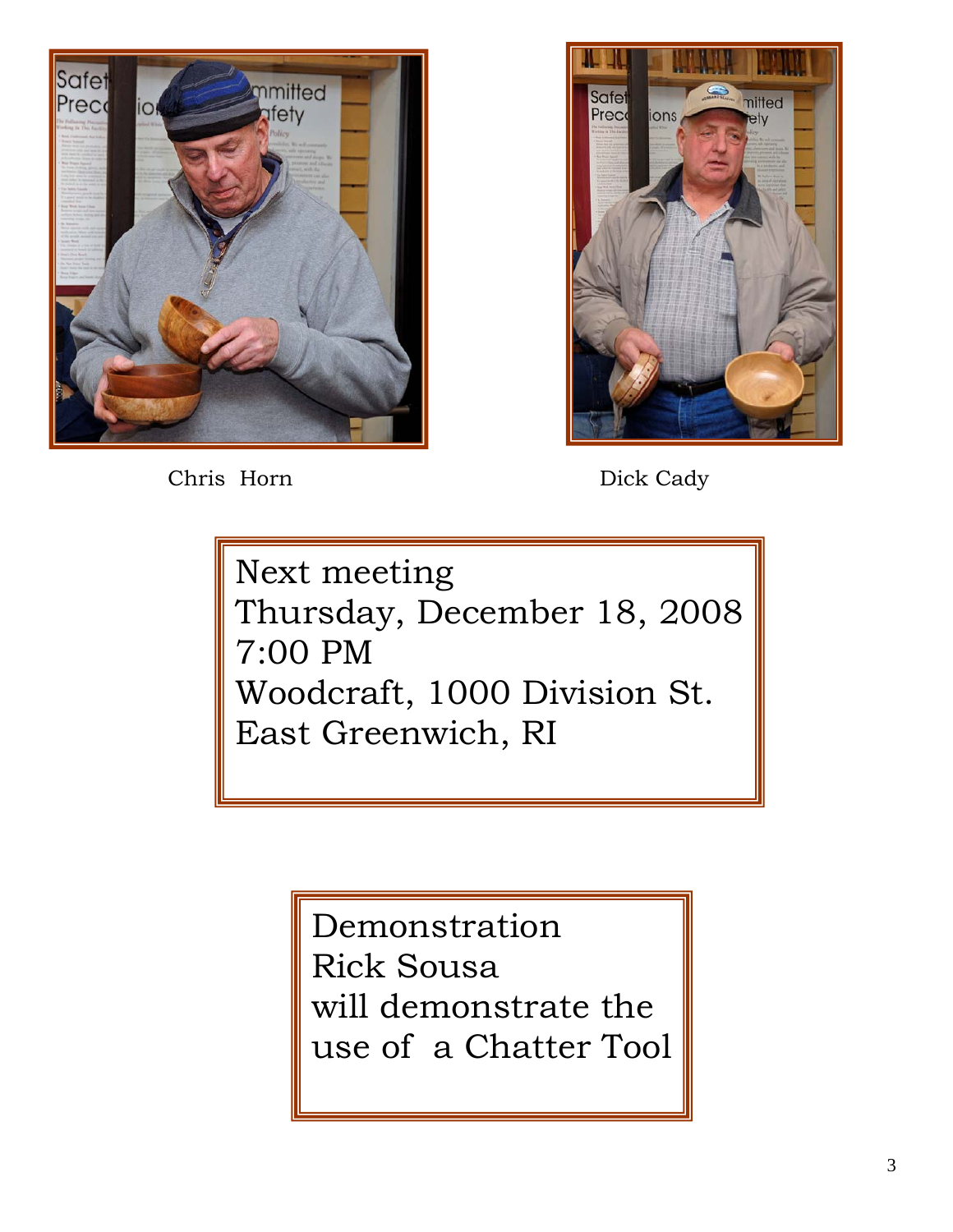Chris Horn

Dick Cady

Next meeting
Thursday, December 18, 2008
7:00 PM
Woodcraft, 1000 Division St.
East Greenwich, RI

Demonstration
Rick Sousa
will demonstrate the use of a Chatter Tool